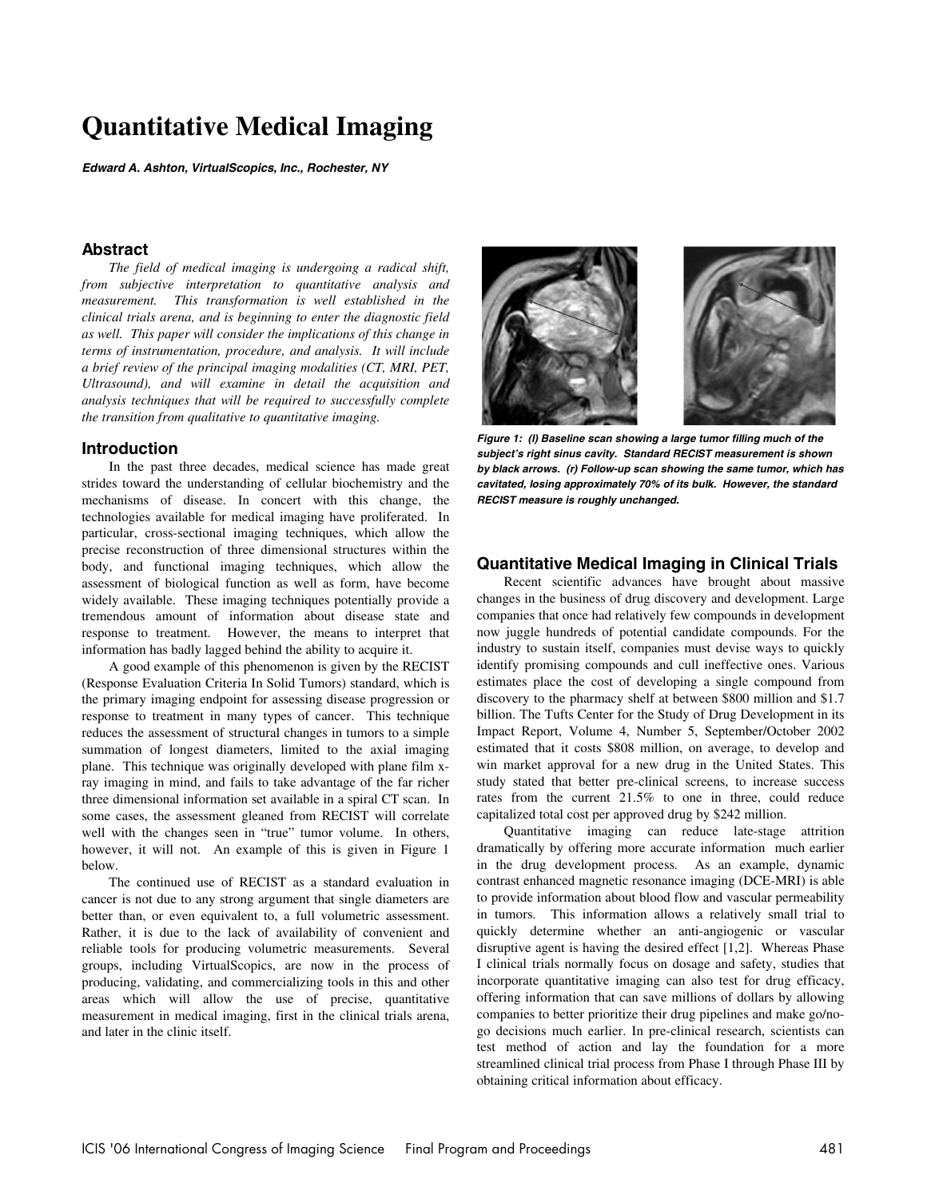# Quantitative Medical Imaging

***Edward A. Ashton, VirtualScopics, Inc., Rochester, NY***

## Abstract

*The field of medical imaging is undergoing a radical shift, from subjective interpretation to quantitative analysis and measurement. This transformation is well established in the clinical trials arena, and is beginning to enter the diagnostic field as well. This paper will consider the implications of this change in terms of instrumentation, procedure, and analysis. It will include a brief review of the principal imaging modalities (CT, MRI, PET, Ultrasound), and will examine in detail the acquisition and analysis techniques that will be required to successfully complete the transition from qualitative to quantitative imaging.*

## Introduction

In the past three decades, medical science has made great strides toward the understanding of cellular biochemistry and the mechanisms of disease. In concert with this change, the technologies available for medical imaging have proliferated. In particular, cross-sectional imaging techniques, which allow the precise reconstruction of three dimensional structures within the body, and functional imaging techniques, which allow the assessment of biological function as well as form, have become widely available. These imaging techniques potentially provide a tremendous amount of information about disease state and response to treatment. However, the means to interpret that information has badly lagged behind the ability to acquire it.

A good example of this phenomenon is given by the RECIST (Response Evaluation Criteria In Solid Tumors) standard, which is the primary imaging endpoint for assessing disease progression or response to treatment in many types of cancer. This technique reduces the assessment of structural changes in tumors to a simple summation of longest diameters, limited to the axial imaging plane. This technique was originally developed with plane film x-ray imaging in mind, and fails to take advantage of the far richer three dimensional information set available in a spiral CT scan. In some cases, the assessment gleaned from RECIST will correlate well with the changes seen in "true" tumor volume. In others, however, it will not. An example of this is given in Figure 1 below.

The continued use of RECIST as a standard evaluation in cancer is not due to any strong argument that single diameters are better than, or even equivalent to, a full volumetric assessment. Rather, it is due to the lack of availability of convenient and reliable tools for producing volumetric measurements. Several groups, including VirtualScopics, are now in the process of producing, validating, and commercializing tools in this and other areas which will allow the use of precise, quantitative measurement in medical imaging, first in the clinical trials arena, and later in the clinic itself.

***Figure 1: (l) Baseline scan showing a large tumor filling much of the subject's right sinus cavity. Standard RECIST measurement is shown by black arrows. (r) Follow-up scan showing the same tumor, which has cavitated, losing approximately 70% of its bulk. However, the standard RECIST measure is roughly unchanged.***

## Quantitative Medical Imaging in Clinical Trials

Recent scientific advances have brought about massive changes in the business of drug discovery and development. Large companies that once had relatively few compounds in development now juggle hundreds of potential candidate compounds. For the industry to sustain itself, companies must devise ways to quickly identify promising compounds and cull ineffective ones. Various estimates place the cost of developing a single compound from discovery to the pharmacy shelf at between \$800 million and \$1.7 billion. The Tufts Center for the Study of Drug Development in its Impact Report, Volume 4, Number 5, September/October 2002 estimated that it costs \$808 million, on average, to develop and win market approval for a new drug in the United States. This study stated that better pre-clinical screens, to increase success rates from the current 21.5% to one in three, could reduce capitalized total cost per approved drug by \$242 million.

Quantitative imaging can reduce late-stage attrition dramatically by offering more accurate information much earlier in the drug development process. As an example, dynamic contrast enhanced magnetic resonance imaging (DCE-MRI) is able to provide information about blood flow and vascular permeability in tumors. This information allows a relatively small trial to quickly determine whether an anti-angiogenic or vascular disruptive agent is having the desired effect [1,2]. Whereas Phase I clinical trials normally focus on dosage and safety, studies that incorporate quantitative imaging can also test for drug efficacy, offering information that can save millions of dollars by allowing companies to better prioritize their drug pipelines and make go/no-go decisions much earlier. In pre-clinical research, scientists can test method of action and lay the foundation for a more streamlined clinical trial process from Phase I through Phase III by obtaining critical information about efficacy.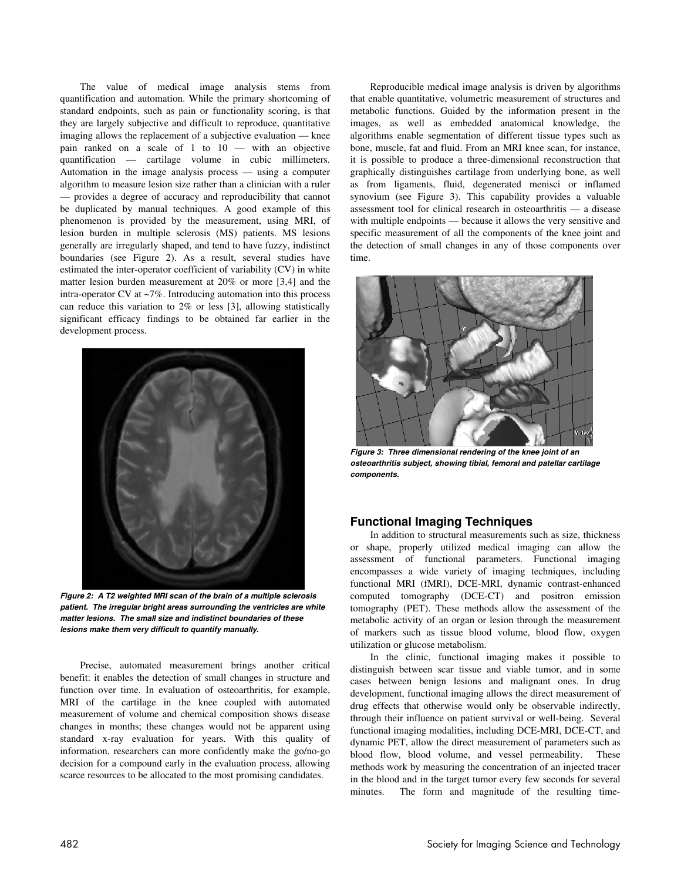The value of medical image analysis stems from quantification and automation. While the primary shortcoming of standard endpoints, such as pain or functionality scoring, is that they are largely subjective and difficult to reproduce, quantitative imaging allows the replacement of a subjective evaluation — knee pain ranked on a scale of 1 to 10 — with an objective quantification — cartilage volume in cubic millimeters. Automation in the image analysis process — using a computer algorithm to measure lesion size rather than a clinician with a ruler — provides a degree of accuracy and reproducibility that cannot be duplicated by manual techniques. A good example of this phenomenon is provided by the measurement, using MRI, of lesion burden in multiple sclerosis (MS) patients. MS lesions generally are irregularly shaped, and tend to have fuzzy, indistinct boundaries (see Figure 2). As a result, several studies have estimated the inter-operator coefficient of variability (CV) in white matter lesion burden measurement at 20% or more [3,4] and the intra-operator CV at ~7%. Introducing automation into this process can reduce this variation to 2% or less [3], allowing statistically significant efficacy findings to be obtained far earlier in the development process.

***Figure 2: A T2 weighted MRI scan of the brain of a multiple sclerosis patient. The irregular bright areas surrounding the ventricles are white matter lesions. The small size and indistinct boundaries of these lesions make them very difficult to quantify manually.***

Precise, automated measurement brings another critical benefit: it enables the detection of small changes in structure and function over time. In evaluation of osteoarthritis, for example, MRI of the cartilage in the knee coupled with automated measurement of volume and chemical composition shows disease changes in months; these changes would not be apparent using standard x-ray evaluation for years. With this quality of information, researchers can more confidently make the go/no-go decision for a compound early in the evaluation process, allowing scarce resources to be allocated to the most promising candidates.

Reproducible medical image analysis is driven by algorithms that enable quantitative, volumetric measurement of structures and metabolic functions. Guided by the information present in the images, as well as embedded anatomical knowledge, the algorithms enable segmentation of different tissue types such as bone, muscle, fat and fluid. From an MRI knee scan, for instance, it is possible to produce a three-dimensional reconstruction that graphically distinguishes cartilage from underlying bone, as well as from ligaments, fluid, degenerated menisci or inflamed synovium (see Figure 3). This capability provides a valuable assessment tool for clinical research in osteoarthritis — a disease with multiple endpoints — because it allows the very sensitive and specific measurement of all the components of the knee joint and the detection of small changes in any of those components over time.

***Figure 3: Three dimensional rendering of the knee joint of an osteoarthritis subject, showing tibial, femoral and patellar cartilage components.***

## Functional Imaging Techniques

In addition to structural measurements such as size, thickness or shape, properly utilized medical imaging can allow the assessment of functional parameters. Functional imaging encompasses a wide variety of imaging techniques, including functional MRI (fMRI), DCE-MRI, dynamic contrast-enhanced computed tomography (DCE-CT) and positron emission tomography (PET). These methods allow the assessment of the metabolic activity of an organ or lesion through the measurement of markers such as tissue blood volume, blood flow, oxygen utilization or glucose metabolism.

In the clinic, functional imaging makes it possible to distinguish between scar tissue and viable tumor, and in some cases between benign lesions and malignant ones. In drug development, functional imaging allows the direct measurement of drug effects that otherwise would only be observable indirectly, through their influence on patient survival or well-being. Several functional imaging modalities, including DCE-MRI, DCE-CT, and dynamic PET, allow the direct measurement of parameters such as blood flow, blood volume, and vessel permeability. These methods work by measuring the concentration of an injected tracer in the blood and in the target tumor every few seconds for several minutes. The form and magnitude of the resulting time-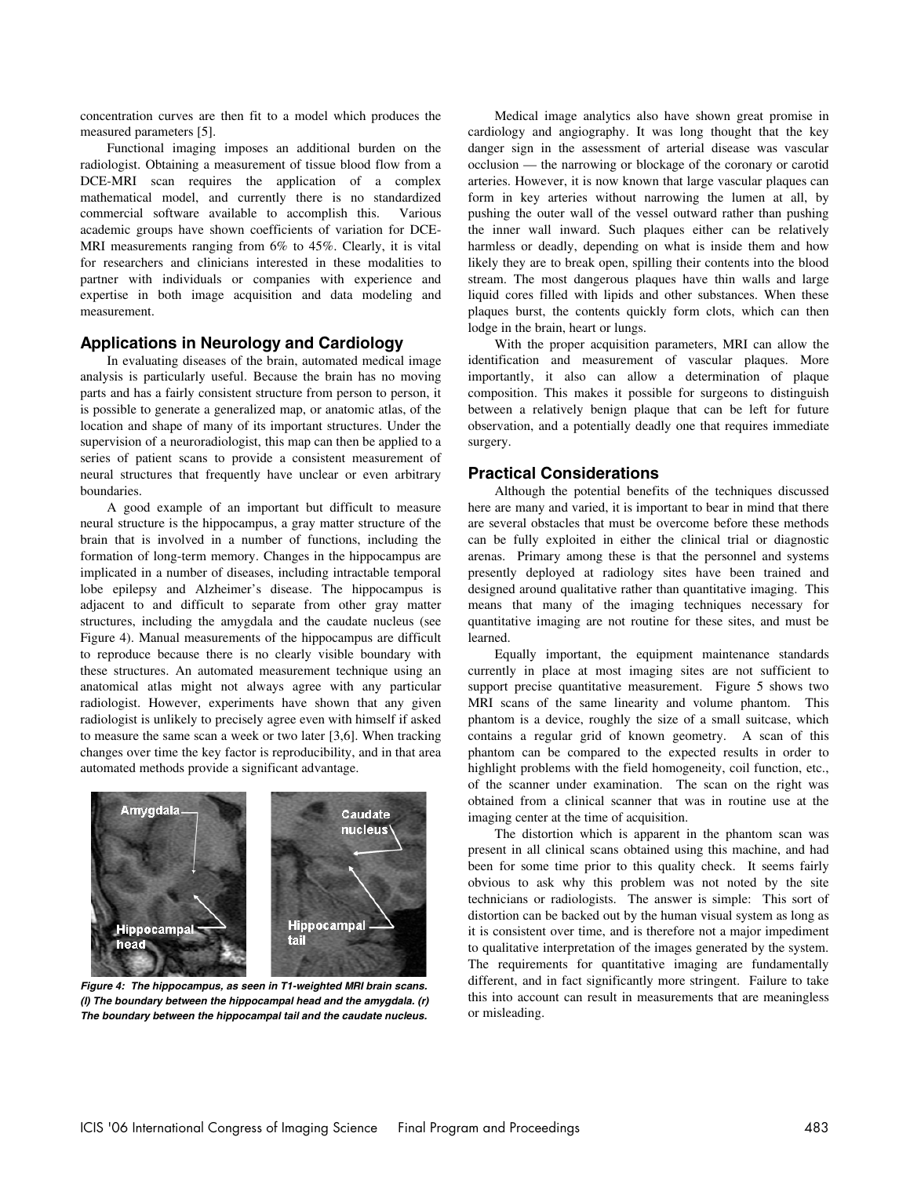concentration curves are then fit to a model which produces the measured parameters [5].

Functional imaging imposes an additional burden on the radiologist. Obtaining a measurement of tissue blood flow from a DCE-MRI scan requires the application of a complex mathematical model, and currently there is no standardized commercial software available to accomplish this. Various academic groups have shown coefficients of variation for DCE-MRI measurements ranging from 6% to 45%. Clearly, it is vital for researchers and clinicians interested in these modalities to partner with individuals or companies with experience and expertise in both image acquisition and data modeling and measurement.

## Applications in Neurology and Cardiology

In evaluating diseases of the brain, automated medical image analysis is particularly useful. Because the brain has no moving parts and has a fairly consistent structure from person to person, it is possible to generate a generalized map, or anatomic atlas, of the location and shape of many of its important structures. Under the supervision of a neuroradiologist, this map can then be applied to a series of patient scans to provide a consistent measurement of neural structures that frequently have unclear or even arbitrary boundaries.

A good example of an important but difficult to measure neural structure is the hippocampus, a gray matter structure of the brain that is involved in a number of functions, including the formation of long-term memory. Changes in the hippocampus are implicated in a number of diseases, including intractable temporal lobe epilepsy and Alzheimer's disease. The hippocampus is adjacent to and difficult to separate from other gray matter structures, including the amygdala and the caudate nucleus (see Figure 4). Manual measurements of the hippocampus are difficult to reproduce because there is no clearly visible boundary with these structures. An automated measurement technique using an anatomical atlas might not always agree with any particular radiologist. However, experiments have shown that any given radiologist is unlikely to precisely agree even with himself if asked to measure the same scan a week or two later [3,6]. When tracking changes over time the key factor is reproducibility, and in that area automated methods provide a significant advantage.

***Figure 4: The hippocampus, as seen in T1-weighted MRI brain scans. (l) The boundary between the hippocampal head and the amygdala. (r) The boundary between the hippocampal tail and the caudate nucleus.***

Medical image analytics also have shown great promise in cardiology and angiography. It was long thought that the key danger sign in the assessment of arterial disease was vascular occlusion — the narrowing or blockage of the coronary or carotid arteries. However, it is now known that large vascular plaques can form in key arteries without narrowing the lumen at all, by pushing the outer wall of the vessel outward rather than pushing the inner wall inward. Such plaques either can be relatively harmless or deadly, depending on what is inside them and how likely they are to break open, spilling their contents into the blood stream. The most dangerous plaques have thin walls and large liquid cores filled with lipids and other substances. When these plaques burst, the contents quickly form clots, which can then lodge in the brain, heart or lungs.

With the proper acquisition parameters, MRI can allow the identification and measurement of vascular plaques. More importantly, it also can allow a determination of plaque composition. This makes it possible for surgeons to distinguish between a relatively benign plaque that can be left for future observation, and a potentially deadly one that requires immediate surgery.

## Practical Considerations

Although the potential benefits of the techniques discussed here are many and varied, it is important to bear in mind that there are several obstacles that must be overcome before these methods can be fully exploited in either the clinical trial or diagnostic arenas. Primary among these is that the personnel and systems presently deployed at radiology sites have been trained and designed around qualitative rather than quantitative imaging. This means that many of the imaging techniques necessary for quantitative imaging are not routine for these sites, and must be learned.

Equally important, the equipment maintenance standards currently in place at most imaging sites are not sufficient to support precise quantitative measurement. Figure 5 shows two MRI scans of the same linearity and volume phantom. This phantom is a device, roughly the size of a small suitcase, which contains a regular grid of known geometry. A scan of this phantom can be compared to the expected results in order to highlight problems with the field homogeneity, coil function, etc., of the scanner under examination. The scan on the right was obtained from a clinical scanner that was in routine use at the imaging center at the time of acquisition.

The distortion which is apparent in the phantom scan was present in all clinical scans obtained using this machine, and had been for some time prior to this quality check. It seems fairly obvious to ask why this problem was not noted by the site technicians or radiologists. The answer is simple: This sort of distortion can be backed out by the human visual system as long as it is consistent over time, and is therefore not a major impediment to qualitative interpretation of the images generated by the system. The requirements for quantitative imaging are fundamentally different, and in fact significantly more stringent. Failure to take this into account can result in measurements that are meaningless or misleading.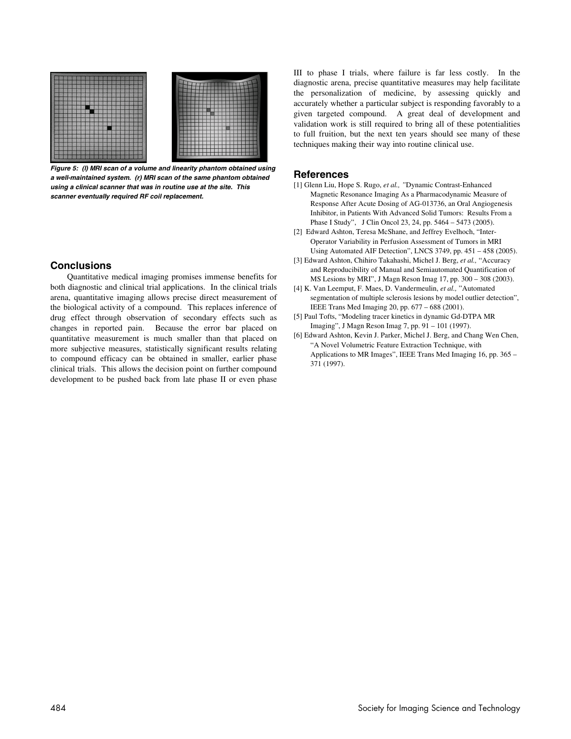*Figure 5: (l) MRI scan of a volume and linearity phantom obtained using a well-maintained system. (r) MRI scan of the same phantom obtained using a clinical scanner that was in routine use at the site. This scanner eventually required RF coil replacement.*

## Conclusions

Quantitative medical imaging promises immense benefits for both diagnostic and clinical trial applications. In the clinical trials arena, quantitative imaging allows precise direct measurement of the biological activity of a compound. This replaces inference of drug effect through observation of secondary effects such as changes in reported pain. Because the error bar placed on quantitative measurement is much smaller than that placed on more subjective measures, statistically significant results relating to compound efficacy can be obtained in smaller, earlier phase clinical trials. This allows the decision point on further compound development to be pushed back from late phase II or even phase III to phase I trials, where failure is far less costly. In the diagnostic arena, precise quantitative measures may help facilitate the personalization of medicine, by assessing quickly and accurately whether a particular subject is responding favorably to a given targeted compound. A great deal of development and validation work is still required to bring all of these potentialities to full fruition, but the next ten years should see many of these techniques making their way into routine clinical use.

## References

[1] Glenn Liu, Hope S. Rugo, *et al.,* "Dynamic Contrast-Enhanced Magnetic Resonance Imaging As a Pharmacodynamic Measure of Response After Acute Dosing of AG-013736, an Oral Angiogenesis Inhibitor, in Patients With Advanced Solid Tumors: Results From a Phase I Study", J Clin Oncol 23, 24, pp. 5464 – 5473 (2005).

[2] Edward Ashton, Teresa McShane, and Jeffrey Evelhoch, "Inter-Operator Variability in Perfusion Assessment of Tumors in MRI Using Automated AIF Detection", LNCS 3749, pp. 451 – 458 (2005).

[3] Edward Ashton, Chihiro Takahashi, Michel J. Berg, *et al.,* "Accuracy and Reproducibility of Manual and Semiautomated Quantification of MS Lesions by MRI", J Magn Reson Imag 17, pp. 300 – 308 (2003).

[4] K. Van Leemput, F. Maes, D. Vandermeulin, *et al.,* "Automated segmentation of multiple sclerosis lesions by model outlier detection", IEEE Trans Med Imaging 20, pp. 677 – 688 (2001).

[5] Paul Tofts, "Modeling tracer kinetics in dynamic Gd-DTPA MR Imaging", J Magn Reson Imag 7, pp. 91 – 101 (1997).

[6] Edward Ashton, Kevin J. Parker, Michel J. Berg, and Chang Wen Chen, "A Novel Volumetric Feature Extraction Technique, with Applications to MR Images", IEEE Trans Med Imaging 16, pp. 365 – 371 (1997).